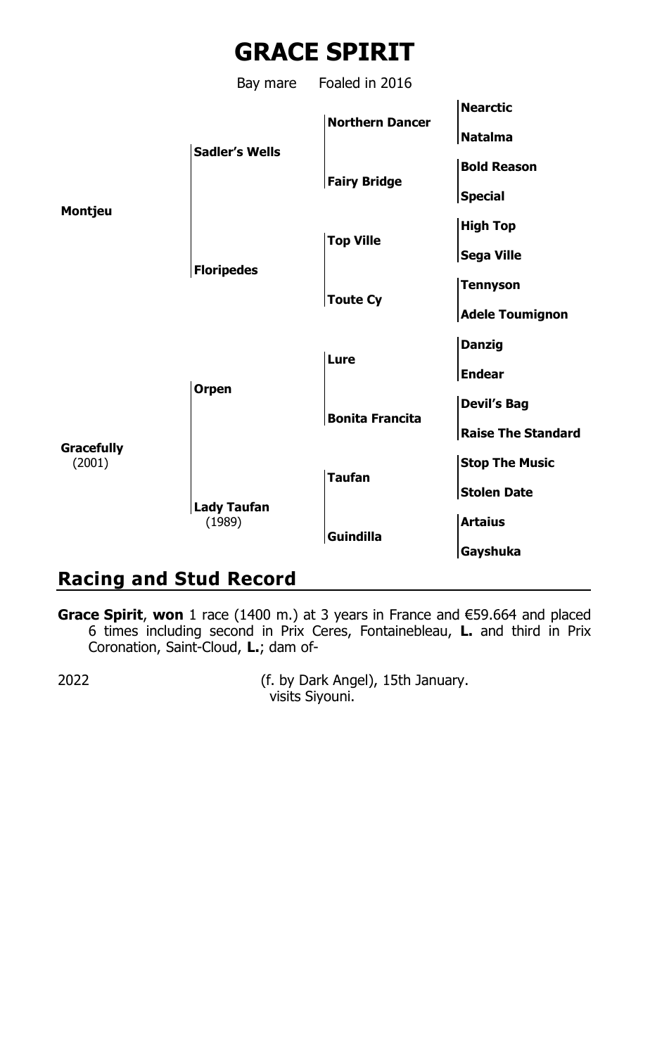# GRACE SPIRIT

Bay mare Foaled in 2016

| Sire/Dam | Grandparents | Great-grandparents | Great-great-grandparents |
|---|---|---|---|
| **Montjeu** | **Sadler's Wells** | **Northern Dancer** | **Nearctic** |
| | | | **Natalma** |
| | | **Fairy Bridge** | **Bold Reason** |
| | | | **Special** |
| | **Floripedes** | **Top Ville** | **High Top** |
| | | | **Sega Ville** |
| | | **Toute Cy** | **Tennyson** |
| | | | **Adele Toumignon** |
| **Gracefully** (2001) | **Orpen** | **Lure** | **Danzig** |
| | | | **Endear** |
| | | **Bonita Francita** | **Devil's Bag** |
| | | | **Raise The Standard** |
| | **Lady Taufan** (1989) | **Taufan** | **Stop The Music** |
| | | | **Stolen Date** |
| | | **Guindilla** | **Artaius** |
| | | | **Gayshuka** |

## Racing and Stud Record

**Grace Spirit**, **won** 1 race (1400 m.) at 3 years in France and €59.664 and placed 6 times including second in Prix Ceres, Fontainebleau, **L.** and third in Prix Coronation, Saint-Cloud, **L.**; dam of-

2022 (f. by Dark Angel), 15th January.
visits Siyouni.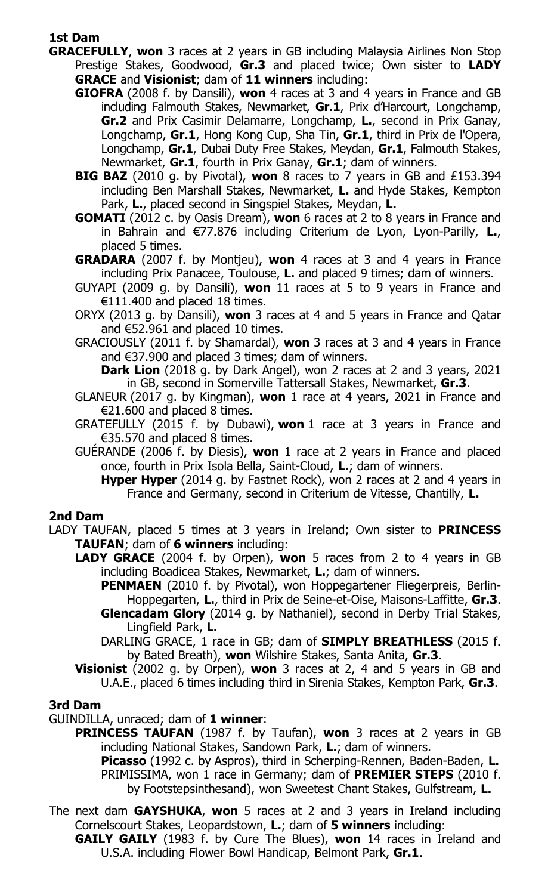## 1st Dam

**GRACEFULLY**, **won** 3 races at 2 years in GB including Malaysia Airlines Non Stop Prestige Stakes, Goodwood, **Gr.3** and placed twice; Own sister to **LADY GRACE** and **Visionist**; dam of **11 winners** including:

- **GIOFRA** (2008 f. by Dansili), **won** 4 races at 3 and 4 years in France and GB including Falmouth Stakes, Newmarket, **Gr.1**, Prix d'Harcourt, Longchamp, **Gr.2** and Prix Casimir Delamarre, Longchamp, **L.**, second in Prix Ganay, Longchamp, **Gr.1**, Hong Kong Cup, Sha Tin, **Gr.1**, third in Prix de l'Opera, Longchamp, **Gr.1**, Dubai Duty Free Stakes, Meydan, **Gr.1**, Falmouth Stakes, Newmarket, **Gr.1**, fourth in Prix Ganay, **Gr.1**; dam of winners.
- **BIG BAZ** (2010 g. by Pivotal), **won** 8 races to 7 years in GB and £153.394 including Ben Marshall Stakes, Newmarket, **L.** and Hyde Stakes, Kempton Park, **L.**, placed second in Singspiel Stakes, Meydan, **L.**
- **GOMATI** (2012 c. by Oasis Dream), **won** 6 races at 2 to 8 years in France and in Bahrain and €77.876 including Criterium de Lyon, Lyon-Parilly, **L.**, placed 5 times.
- **GRADARA** (2007 f. by Montjeu), **won** 4 races at 3 and 4 years in France including Prix Panacee, Toulouse, **L.** and placed 9 times; dam of winners.
- GUYAPI (2009 g. by Dansili), **won** 11 races at 5 to 9 years in France and €111.400 and placed 18 times.
- ORYX (2013 g. by Dansili), **won** 3 races at 4 and 5 years in France and Qatar and €52.961 and placed 10 times.
- GRACIOUSLY (2011 f. by Shamardal), **won** 3 races at 3 and 4 years in France and €37.900 and placed 3 times; dam of winners.
  - **Dark Lion** (2018 g. by Dark Angel), won 2 races at 2 and 3 years, 2021 in GB, second in Somerville Tattersall Stakes, Newmarket, **Gr.3**.
- GLANEUR (2017 g. by Kingman), **won** 1 race at 4 years, 2021 in France and €21.600 and placed 8 times.
- GRATEFULLY (2015 f. by Dubawi), **won** 1 race at 3 years in France and €35.570 and placed 8 times.
- GUÉRANDE (2006 f. by Diesis), **won** 1 race at 2 years in France and placed once, fourth in Prix Isola Bella, Saint-Cloud, **L.**; dam of winners.
  - **Hyper Hyper** (2014 g. by Fastnet Rock), won 2 races at 2 and 4 years in France and Germany, second in Criterium de Vitesse, Chantilly, **L.**

## 2nd Dam

LADY TAUFAN, placed 5 times at 3 years in Ireland; Own sister to **PRINCESS TAUFAN**; dam of **6 winners** including:

- **LADY GRACE** (2004 f. by Orpen), **won** 5 races from 2 to 4 years in GB including Boadicea Stakes, Newmarket, **L.**; dam of winners.
  - **PENMAEN** (2010 f. by Pivotal), won Hoppegartener Fliegerpreis, Berlin-Hoppegarten, **L.**, third in Prix de Seine-et-Oise, Maisons-Laffitte, **Gr.3**.
  - **Glencadam Glory** (2014 g. by Nathaniel), second in Derby Trial Stakes, Lingfield Park, **L.**
  - DARLING GRACE, 1 race in GB; dam of **SIMPLY BREATHLESS** (2015 f. by Bated Breath), **won** Wilshire Stakes, Santa Anita, **Gr.3**.
- **Visionist** (2002 g. by Orpen), **won** 3 races at 2, 4 and 5 years in GB and U.A.E., placed 6 times including third in Sirenia Stakes, Kempton Park, **Gr.3**.

## 3rd Dam

GUINDILLA, unraced; dam of **1 winner**:

- **PRINCESS TAUFAN** (1987 f. by Taufan), **won** 3 races at 2 years in GB including National Stakes, Sandown Park, **L.**; dam of winners.
  - **Picasso** (1992 c. by Aspros), third in Scherping-Rennen, Baden-Baden, **L.**
  - PRIMISSIMA, won 1 race in Germany; dam of **PREMIER STEPS** (2010 f. by Footstepsinthesand), won Sweetest Chant Stakes, Gulfstream, **L.**

The next dam **GAYSHUKA**, **won** 5 races at 2 and 3 years in Ireland including Cornelscourt Stakes, Leopardstown, **L.**; dam of **5 winners** including:

- **GAILY GAILY** (1983 f. by Cure The Blues), **won** 14 races in Ireland and U.S.A. including Flower Bowl Handicap, Belmont Park, **Gr.1**.